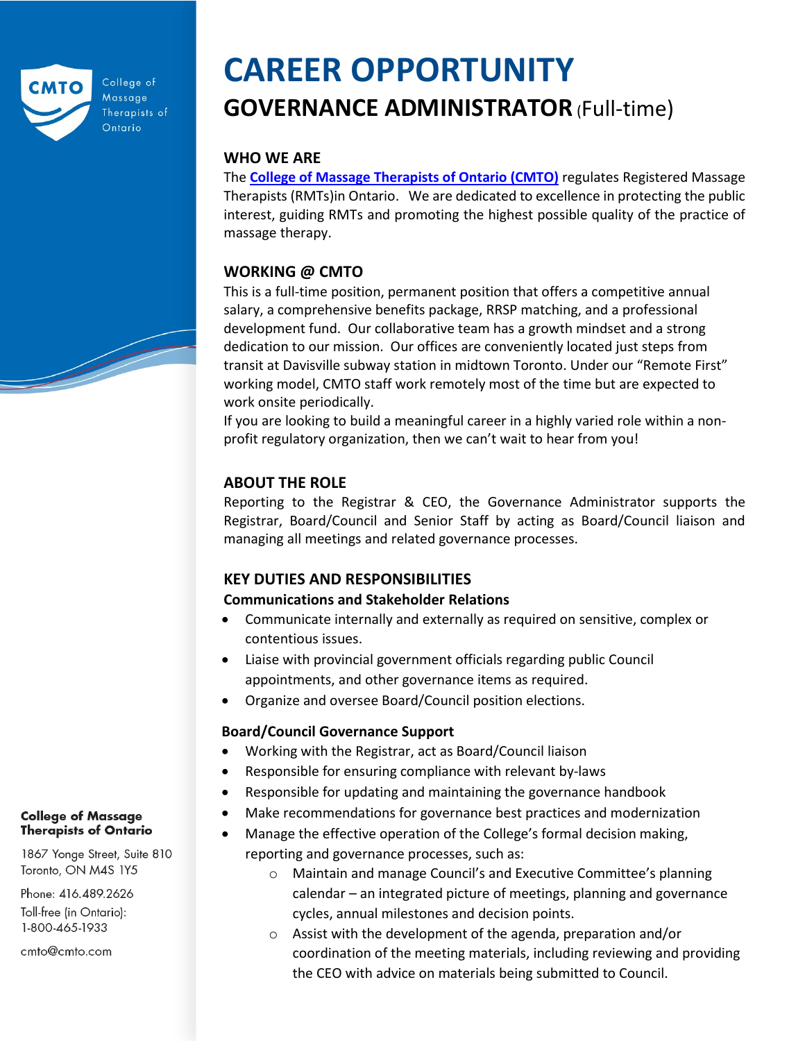# CAREER OPPORTUNITY

## GOVERNANCE ADMINISTRATOR (Full-time)

### WHO WE ARE

The **College of Massage Therapists of Ontario (CMTO)** regulates Registered Massage Therapists (RMTs)in Ontario. We are dedicated to excellence in protecting the public interest, guiding RMTs and promoting the highest possible quality of the practice of massage therapy.

### WORKING @ CMTO

This is a full-time position, permanent position that offers a competitive annual salary, a comprehensive benefits package, RRSP matching, and a professional development fund. Our collaborative team has a growth mindset and a strong dedication to our mission. Our offices are conveniently located just steps from transit at Davisville subway station in midtown Toronto. Under our "Remote First" working model, CMTO staff work remotely most of the time but are expected to work onsite periodically.

If you are looking to build a meaningful career in a highly varied role within a non-profit regulatory organization, then we can't wait to hear from you!

### ABOUT THE ROLE

Reporting to the Registrar & CEO, the Governance Administrator supports the Registrar, Board/Council and Senior Staff by acting as Board/Council liaison and managing all meetings and related governance processes.

### KEY DUTIES AND RESPONSIBILITIES

**Communications and Stakeholder Relations**

- Communicate internally and externally as required on sensitive, complex or contentious issues.
- Liaise with provincial government officials regarding public Council appointments, and other governance items as required.
- Organize and oversee Board/Council position elections.

**Board/Council Governance Support**

- Working with the Registrar, act as Board/Council liaison
- Responsible for ensuring compliance with relevant by-laws
- Responsible for updating and maintaining the governance handbook
- Make recommendations for governance best practices and modernization
- Manage the effective operation of the College's formal decision making, reporting and governance processes, such as:
  - Maintain and manage Council's and Executive Committee's planning calendar – an integrated picture of meetings, planning and governance cycles, annual milestones and decision points.
  - Assist with the development of the agenda, preparation and/or coordination of the meeting materials, including reviewing and providing the CEO with advice on materials being submitted to Council.

**College of Massage Therapists of Ontario**

1867 Yonge Street, Suite 810
Toronto, ON M4S 1Y5

Phone: 416.489.2626
Toll-free (in Ontario): 1-800-465-1933

cmto@cmto.com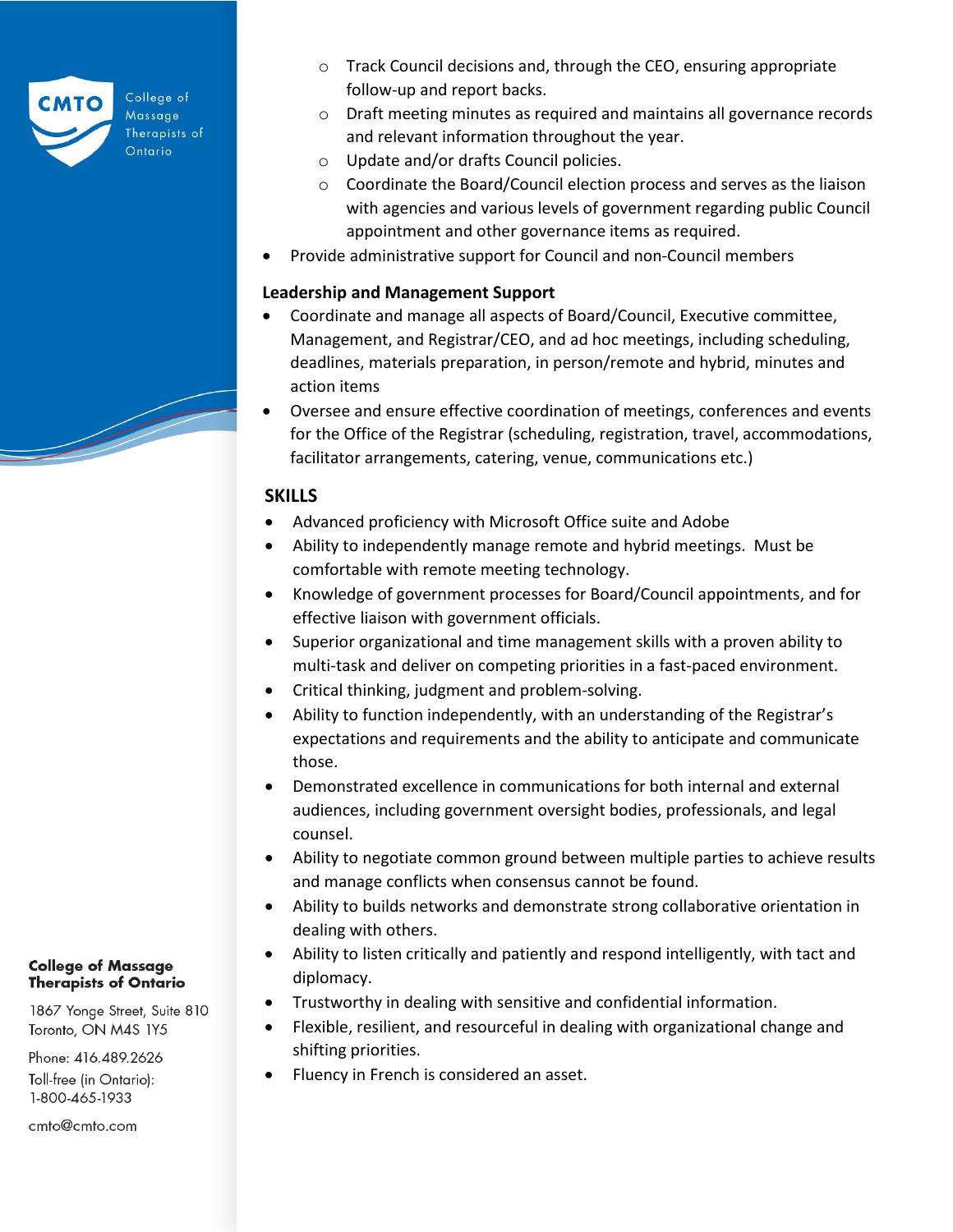- Track Council decisions and, through the CEO, ensuring appropriate follow-up and report backs.
   - Draft meeting minutes as required and maintains all governance records and relevant information throughout the year.
   - Update and/or drafts Council policies.
   - Coordinate the Board/Council election process and serves as the liaison with agencies and various levels of government regarding public Council appointment and other governance items as required.
- Provide administrative support for Council and non-Council members

**Leadership and Management Support**

- Coordinate and manage all aspects of Board/Council, Executive committee, Management, and Registrar/CEO, and ad hoc meetings, including scheduling, deadlines, materials preparation, in person/remote and hybrid, minutes and action items
- Oversee and ensure effective coordination of meetings, conferences and events for the Office of the Registrar (scheduling, registration, travel, accommodations, facilitator arrangements, catering, venue, communications etc.)

## SKILLS

- Advanced proficiency with Microsoft Office suite and Adobe
- Ability to independently manage remote and hybrid meetings. Must be comfortable with remote meeting technology.
- Knowledge of government processes for Board/Council appointments, and for effective liaison with government officials.
- Superior organizational and time management skills with a proven ability to multi-task and deliver on competing priorities in a fast-paced environment.
- Critical thinking, judgment and problem-solving.
- Ability to function independently, with an understanding of the Registrar's expectations and requirements and the ability to anticipate and communicate those.
- Demonstrated excellence in communications for both internal and external audiences, including government oversight bodies, professionals, and legal counsel.
- Ability to negotiate common ground between multiple parties to achieve results and manage conflicts when consensus cannot be found.
- Ability to builds networks and demonstrate strong collaborative orientation in dealing with others.
- Ability to listen critically and patiently and respond intelligently, with tact and diplomacy.
- Trustworthy in dealing with sensitive and confidential information.
- Flexible, resilient, and resourceful in dealing with organizational change and shifting priorities.
- Fluency in French is considered an asset.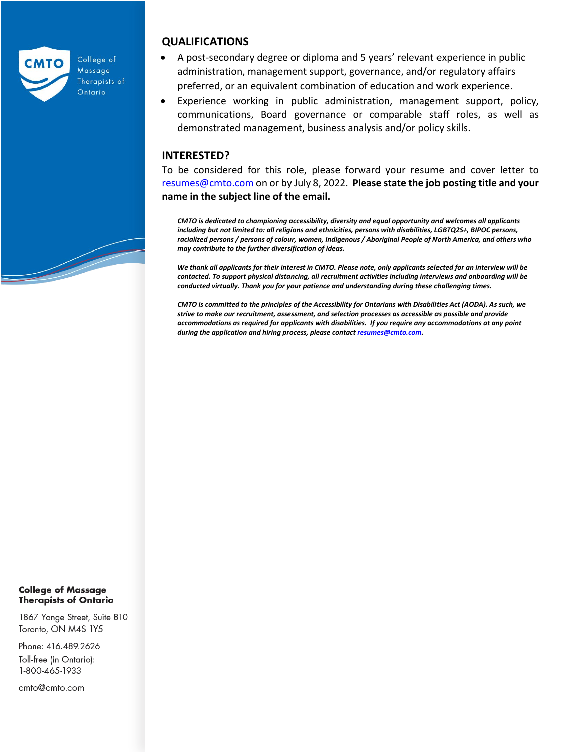## QUALIFICATIONS

- A post-secondary degree or diploma and 5 years' relevant experience in public administration, management support, governance, and/or regulatory affairs preferred, or an equivalent combination of education and work experience.
- Experience working in public administration, management support, policy, communications, Board governance or comparable staff roles, as well as demonstrated management, business analysis and/or policy skills.

## INTERESTED?

To be considered for this role, please forward your resume and cover letter to resumes@cmto.com on or by July 8, 2022. **Please state the job posting title and your name in the subject line of the email.**

***CMTO is dedicated to championing accessibility, diversity and equal opportunity and welcomes all applicants including but not limited to: all religions and ethnicities, persons with disabilities, LGBTQ2S+, BIPOC persons, racialized persons / persons of colour, women, Indigenous / Aboriginal People of North America, and others who may contribute to the further diversification of ideas.***

***We thank all applicants for their interest in CMTO. Please note, only applicants selected for an interview will be contacted. To support physical distancing, all recruitment activities including interviews and onboarding will be conducted virtually. Thank you for your patience and understanding during these challenging times.***

***CMTO is committed to the principles of the Accessibility for Ontarians with Disabilities Act (AODA). As such, we strive to make our recruitment, assessment, and selection processes as accessible as possible and provide accommodations as required for applicants with disabilities. If you require any accommodations at any point during the application and hiring process, please contact resumes@cmto.com.***

**College of Massage Therapists of Ontario**

1867 Yonge Street, Suite 810
Toronto, ON M4S 1Y5

Phone: 416.489.2626
Toll-free (in Ontario):
1-800-465-1933

cmto@cmto.com